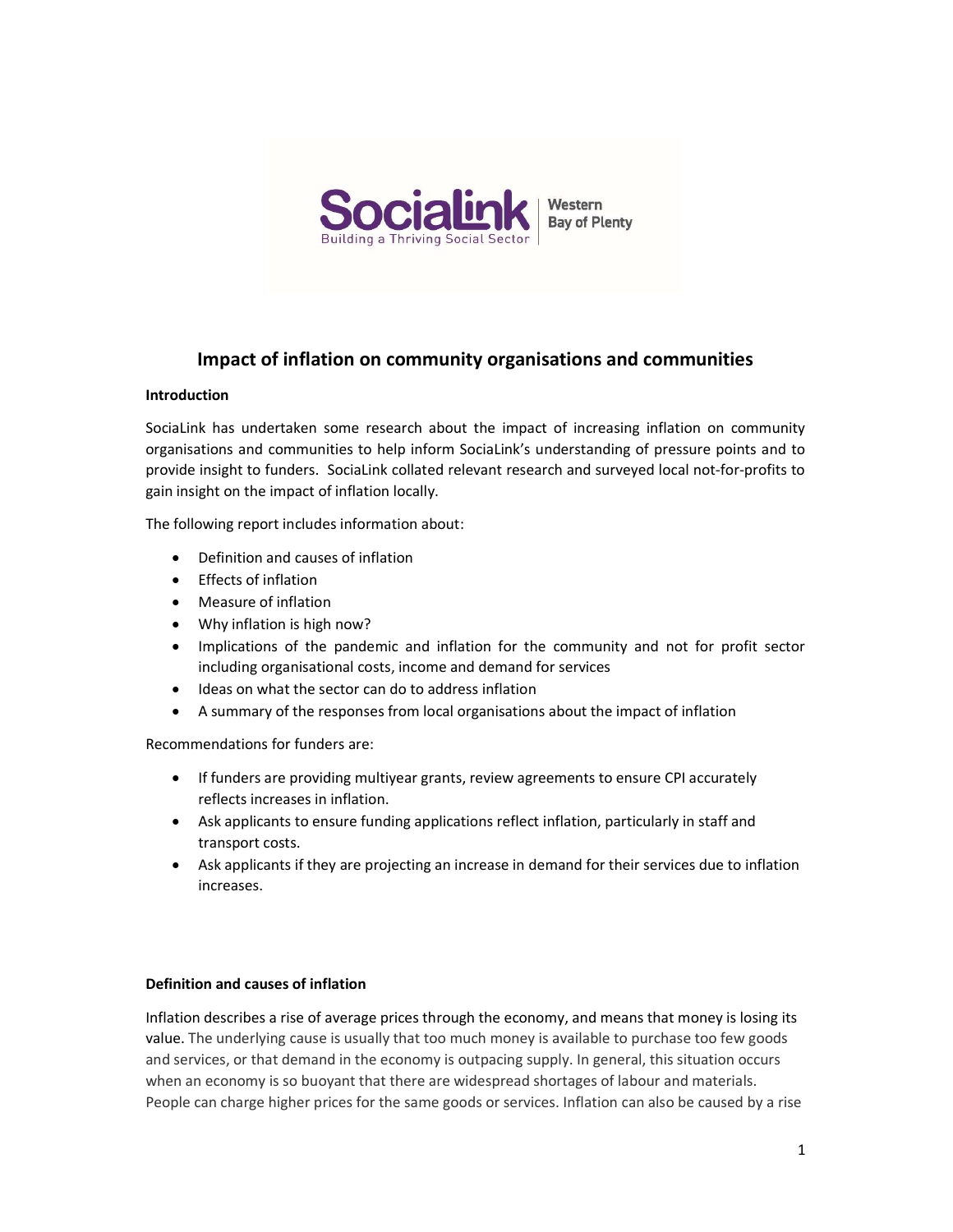# Impact of inflation on community organisations and communities

**Introduction**

SociaLink has undertaken some research about the impact of increasing inflation on community organisations and communities to help inform SociaLink's understanding of pressure points and to provide insight to funders. SociaLink collated relevant research and surveyed local not-for-profits to gain insight on the impact of inflation locally.

The following report includes information about:

- Definition and causes of inflation
- Effects of inflation
- Measure of inflation
- Why inflation is high now?
- Implications of the pandemic and inflation for the community and not for profit sector including organisational costs, income and demand for services
- Ideas on what the sector can do to address inflation
- A summary of the responses from local organisations about the impact of inflation

Recommendations for funders are:

- If funders are providing multiyear grants, review agreements to ensure CPI accurately reflects increases in inflation.
- Ask applicants to ensure funding applications reflect inflation, particularly in staff and transport costs.
- Ask applicants if they are projecting an increase in demand for their services due to inflation increases.

**Definition and causes of inflation**

Inflation describes a rise of average prices through the economy, and means that money is losing its value. The underlying cause is usually that too much money is available to purchase too few goods and services, or that demand in the economy is outpacing supply. In general, this situation occurs when an economy is so buoyant that there are widespread shortages of labour and materials. People can charge higher prices for the same goods or services. Inflation can also be caused by a rise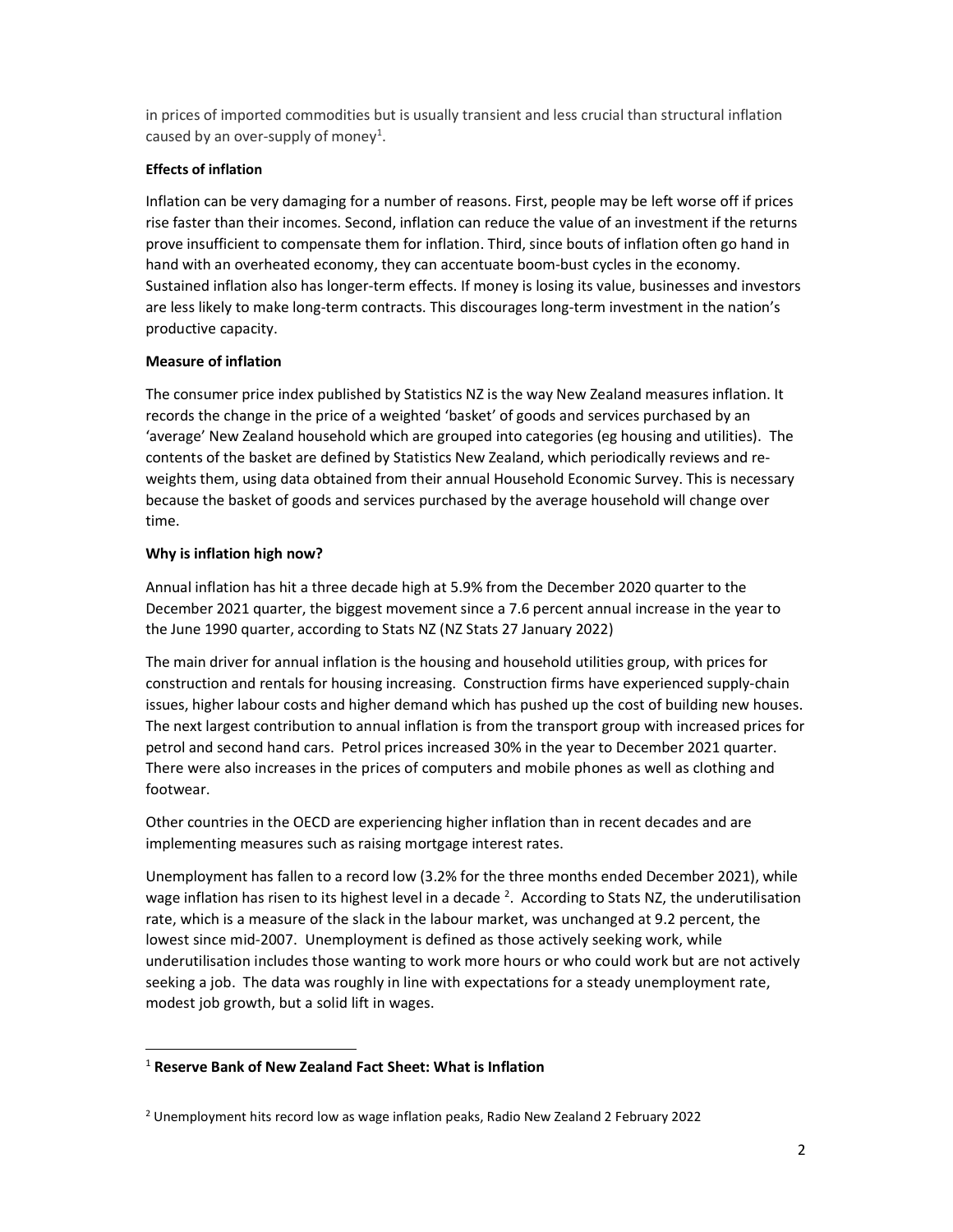in prices of imported commodities but is usually transient and less crucial than structural inflation caused by an over-supply of money[1].

**Effects of inflation**

Inflation can be very damaging for a number of reasons. First, people may be left worse off if prices rise faster than their incomes. Second, inflation can reduce the value of an investment if the returns prove insufficient to compensate them for inflation. Third, since bouts of inflation often go hand in hand with an overheated economy, they can accentuate boom-bust cycles in the economy. Sustained inflation also has longer-term effects. If money is losing its value, businesses and investors are less likely to make long-term contracts. This discourages long-term investment in the nation's productive capacity.

**Measure of inflation**

The consumer price index published by Statistics NZ is the way New Zealand measures inflation. It records the change in the price of a weighted 'basket' of goods and services purchased by an 'average' New Zealand household which are grouped into categories (eg housing and utilities). The contents of the basket are defined by Statistics New Zealand, which periodically reviews and re-weights them, using data obtained from their annual Household Economic Survey. This is necessary because the basket of goods and services purchased by the average household will change over time.

**Why is inflation high now?**

Annual inflation has hit a three decade high at 5.9% from the December 2020 quarter to the December 2021 quarter, the biggest movement since a 7.6 percent annual increase in the year to the June 1990 quarter, according to Stats NZ (NZ Stats 27 January 2022)

The main driver for annual inflation is the housing and household utilities group, with prices for construction and rentals for housing increasing. Construction firms have experienced supply-chain issues, higher labour costs and higher demand which has pushed up the cost of building new houses. The next largest contribution to annual inflation is from the transport group with increased prices for petrol and second hand cars. Petrol prices increased 30% in the year to December 2021 quarter. There were also increases in the prices of computers and mobile phones as well as clothing and footwear.

Other countries in the OECD are experiencing higher inflation than in recent decades and are implementing measures such as raising mortgage interest rates.

Unemployment has fallen to a record low (3.2% for the three months ended December 2021), while wage inflation has risen to its highest level in a decade [2]. According to Stats NZ, the underutilisation rate, which is a measure of the slack in the labour market, was unchanged at 9.2 percent, the lowest since mid-2007. Unemployment is defined as those actively seeking work, while underutilisation includes those wanting to work more hours or who could work but are not actively seeking a job. The data was roughly in line with expectations for a steady unemployment rate, modest job growth, but a solid lift in wages.

---

[1] **Reserve Bank of New Zealand Fact Sheet: What is Inflation**

[2] Unemployment hits record low as wage inflation peaks, Radio New Zealand 2 February 2022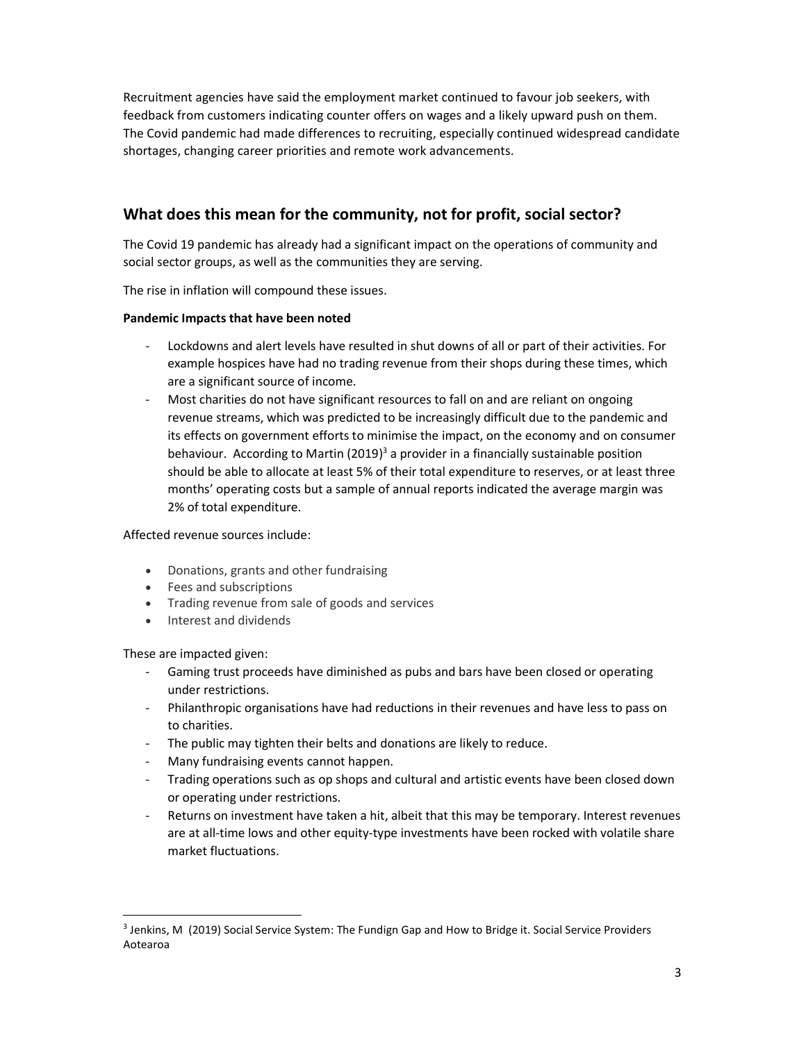Recruitment agencies have said the employment market continued to favour job seekers, with feedback from customers indicating counter offers on wages and a likely upward push on them. The Covid pandemic had made differences to recruiting, especially continued widespread candidate shortages, changing career priorities and remote work advancements.

## What does this mean for the community, not for profit, social sector?

The Covid 19 pandemic has already had a significant impact on the operations of community and social sector groups, as well as the communities they are serving.

The rise in inflation will compound these issues.

**Pandemic Impacts that have been noted**

- Lockdowns and alert levels have resulted in shut downs of all or part of their activities. For example hospices have had no trading revenue from their shops during these times, which are a significant source of income.
- Most charities do not have significant resources to fall on and are reliant on ongoing revenue streams, which was predicted to be increasingly difficult due to the pandemic and its effects on government efforts to minimise the impact, on the economy and on consumer behaviour. According to Martin (2019)[3] a provider in a financially sustainable position should be able to allocate at least 5% of their total expenditure to reserves, or at least three months' operating costs but a sample of annual reports indicated the average margin was 2% of total expenditure.

Affected revenue sources include:

- Donations, grants and other fundraising
- Fees and subscriptions
- Trading revenue from sale of goods and services
- Interest and dividends

These are impacted given:

- Gaming trust proceeds have diminished as pubs and bars have been closed or operating under restrictions.
- Philanthropic organisations have had reductions in their revenues and have less to pass on to charities.
- The public may tighten their belts and donations are likely to reduce.
- Many fundraising events cannot happen.
- Trading operations such as op shops and cultural and artistic events have been closed down or operating under restrictions.
- Returns on investment have taken a hit, albeit that this may be temporary. Interest revenues are at all-time lows and other equity-type investments have been rocked with volatile share market fluctuations.

[3] Jenkins, M (2019) Social Service System: The Fundign Gap and How to Bridge it. Social Service Providers Aotearoa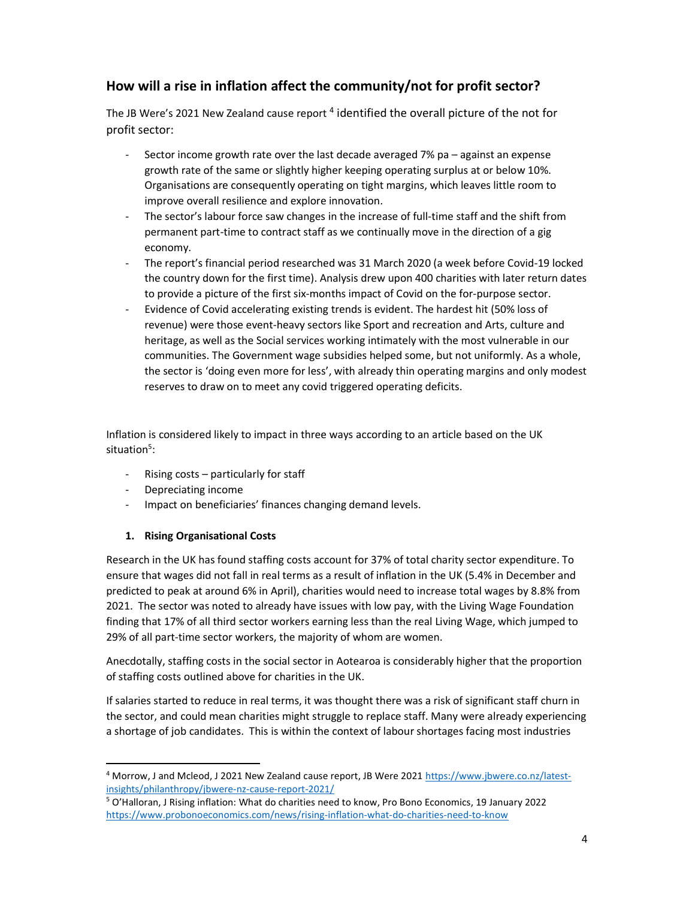## How will a rise in inflation affect the community/not for profit sector?

The JB Were's 2021 New Zealand cause report [4] identified the overall picture of the not for profit sector:

- Sector income growth rate over the last decade averaged 7% pa – against an expense growth rate of the same or slightly higher keeping operating surplus at or below 10%. Organisations are consequently operating on tight margins, which leaves little room to improve overall resilience and explore innovation.
- The sector's labour force saw changes in the increase of full-time staff and the shift from permanent part-time to contract staff as we continually move in the direction of a gig economy.
- The report's financial period researched was 31 March 2020 (a week before Covid-19 locked the country down for the first time). Analysis drew upon 400 charities with later return dates to provide a picture of the first six-months impact of Covid on the for-purpose sector.
- Evidence of Covid accelerating existing trends is evident. The hardest hit (50% loss of revenue) were those event-heavy sectors like Sport and recreation and Arts, culture and heritage, as well as the Social services working intimately with the most vulnerable in our communities. The Government wage subsidies helped some, but not uniformly. As a whole, the sector is 'doing even more for less', with already thin operating margins and only modest reserves to draw on to meet any covid triggered operating deficits.

Inflation is considered likely to impact in three ways according to an article based on the UK situation[5]:

- Rising costs – particularly for staff
- Depreciating income
- Impact on beneficiaries' finances changing demand levels.

### 1. Rising Organisational Costs

Research in the UK has found staffing costs account for 37% of total charity sector expenditure. To ensure that wages did not fall in real terms as a result of inflation in the UK (5.4% in December and predicted to peak at around 6% in April), charities would need to increase total wages by 8.8% from 2021. The sector was noted to already have issues with low pay, with the Living Wage Foundation finding that 17% of all third sector workers earning less than the real Living Wage, which jumped to 29% of all part-time sector workers, the majority of whom are women.

Anecdotally, staffing costs in the social sector in Aotearoa is considerably higher that the proportion of staffing costs outlined above for charities in the UK.

If salaries started to reduce in real terms, it was thought there was a risk of significant staff churn in the sector, and could mean charities might struggle to replace staff. Many were already experiencing a shortage of job candidates. This is within the context of labour shortages facing most industries

---

[4] Morrow, J and Mcleod, J 2021 New Zealand cause report, JB Were 2021 https://www.jbwere.co.nz/latest-insights/philanthropy/jbwere-nz-cause-report-2021/

[5] O'Halloran, J Rising inflation: What do charities need to know, Pro Bono Economics, 19 January 2022 https://www.probonoeconomics.com/news/rising-inflation-what-do-charities-need-to-know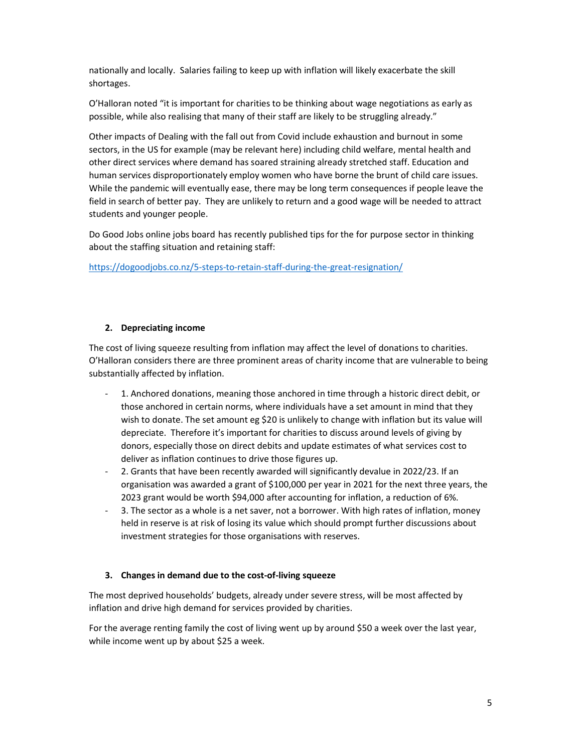nationally and locally. Salaries failing to keep up with inflation will likely exacerbate the skill shortages.

O'Halloran noted "it is important for charities to be thinking about wage negotiations as early as possible, while also realising that many of their staff are likely to be struggling already."

Other impacts of Dealing with the fall out from Covid include exhaustion and burnout in some sectors, in the US for example (may be relevant here) including child welfare, mental health and other direct services where demand has soared straining already stretched staff. Education and human services disproportionately employ women who have borne the brunt of child care issues. While the pandemic will eventually ease, there may be long term consequences if people leave the field in search of better pay. They are unlikely to return and a good wage will be needed to attract students and younger people.

Do Good Jobs online jobs board has recently published tips for the for purpose sector in thinking about the staffing situation and retaining staff:

https://dogoodjobs.co.nz/5-steps-to-retain-staff-during-the-great-resignation/

### 2. Depreciating income

The cost of living squeeze resulting from inflation may affect the level of donations to charities. O'Halloran considers there are three prominent areas of charity income that are vulnerable to being substantially affected by inflation.

- 1. Anchored donations, meaning those anchored in time through a historic direct debit, or those anchored in certain norms, where individuals have a set amount in mind that they wish to donate. The set amount eg $20 is unlikely to change with inflation but its value will depreciate. Therefore it's important for charities to discuss around levels of giving by donors, especially those on direct debits and update estimates of what services cost to deliver as inflation continues to drive those figures up.
- 2. Grants that have been recently awarded will significantly devalue in 2022/23. If an organisation was awarded a grant of $100,000 per year in 2021 for the next three years, the 2023 grant would be worth $94,000 after accounting for inflation, a reduction of 6%.
- 3. The sector as a whole is a net saver, not a borrower. With high rates of inflation, money held in reserve is at risk of losing its value which should prompt further discussions about investment strategies for those organisations with reserves.

### 3. Changes in demand due to the cost-of-living squeeze

The most deprived households' budgets, already under severe stress, will be most affected by inflation and drive high demand for services provided by charities.

For the average renting family the cost of living went up by around $50 a week over the last year, while income went up by about $25 a week.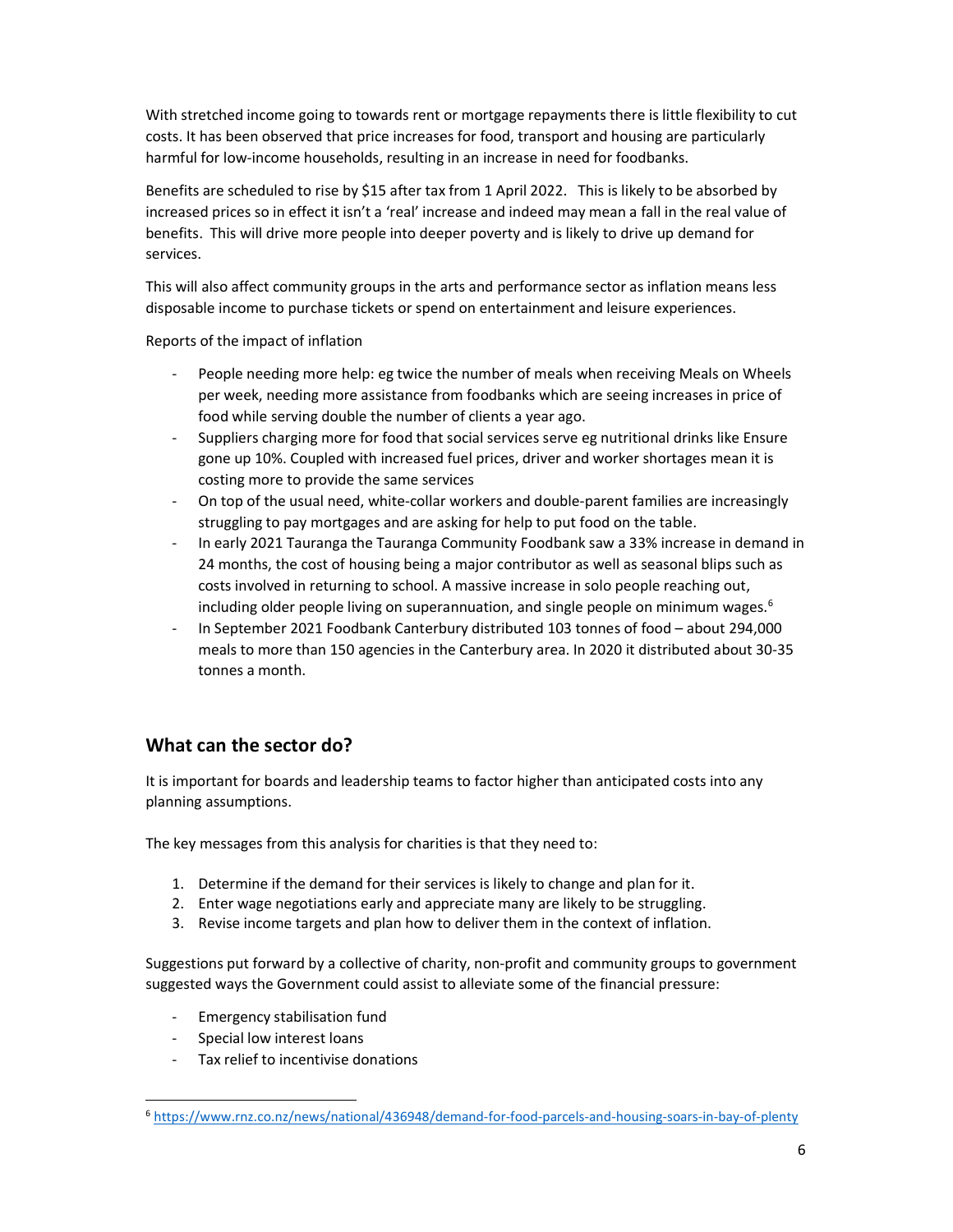With stretched income going to towards rent or mortgage repayments there is little flexibility to cut costs. It has been observed that price increases for food, transport and housing are particularly harmful for low-income households, resulting in an increase in need for foodbanks.

Benefits are scheduled to rise by $15 after tax from 1 April 2022. This is likely to be absorbed by increased prices so in effect it isn't a 'real' increase and indeed may mean a fall in the real value of benefits. This will drive more people into deeper poverty and is likely to drive up demand for services.

This will also affect community groups in the arts and performance sector as inflation means less disposable income to purchase tickets or spend on entertainment and leisure experiences.

Reports of the impact of inflation

- People needing more help: eg twice the number of meals when receiving Meals on Wheels per week, needing more assistance from foodbanks which are seeing increases in price of food while serving double the number of clients a year ago.
- Suppliers charging more for food that social services serve eg nutritional drinks like Ensure gone up 10%. Coupled with increased fuel prices, driver and worker shortages mean it is costing more to provide the same services
- On top of the usual need, white-collar workers and double-parent families are increasingly struggling to pay mortgages and are asking for help to put food on the table.
- In early 2021 Tauranga the Tauranga Community Foodbank saw a 33% increase in demand in 24 months, the cost of housing being a major contributor as well as seasonal blips such as costs involved in returning to school. A massive increase in solo people reaching out, including older people living on superannuation, and single people on minimum wages.[6]
- In September 2021 Foodbank Canterbury distributed 103 tonnes of food – about 294,000 meals to more than 150 agencies in the Canterbury area. In 2020 it distributed about 30-35 tonnes a month.

## What can the sector do?

It is important for boards and leadership teams to factor higher than anticipated costs into any planning assumptions.

The key messages from this analysis for charities is that they need to:

1. Determine if the demand for their services is likely to change and plan for it.
2. Enter wage negotiations early and appreciate many are likely to be struggling.
3. Revise income targets and plan how to deliver them in the context of inflation.

Suggestions put forward by a collective of charity, non-profit and community groups to government suggested ways the Government could assist to alleviate some of the financial pressure:

- Emergency stabilisation fund
- Special low interest loans
- Tax relief to incentivise donations

[6] https://www.rnz.co.nz/news/national/436948/demand-for-food-parcels-and-housing-soars-in-bay-of-plenty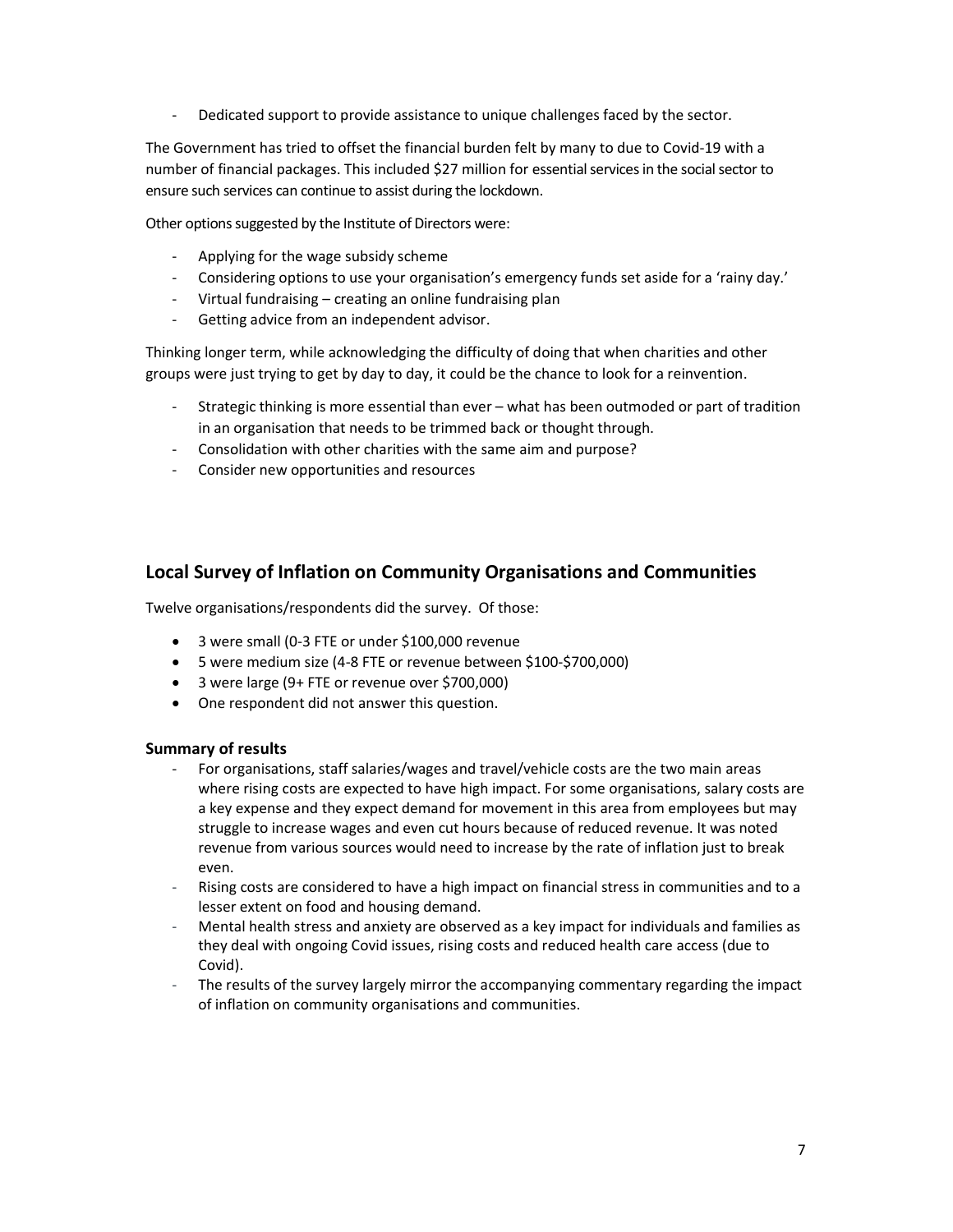- Dedicated support to provide assistance to unique challenges faced by the sector.

The Government has tried to offset the financial burden felt by many to due to Covid-19 with a number of financial packages. This included $27 million for essential services in the social sector to ensure such services can continue to assist during the lockdown.

Other options suggested by the Institute of Directors were:

- Applying for the wage subsidy scheme
- Considering options to use your organisation's emergency funds set aside for a 'rainy day.'
- Virtual fundraising – creating an online fundraising plan
- Getting advice from an independent advisor.

Thinking longer term, while acknowledging the difficulty of doing that when charities and other groups were just trying to get by day to day, it could be the chance to look for a reinvention.

- Strategic thinking is more essential than ever – what has been outmoded or part of tradition in an organisation that needs to be trimmed back or thought through.
- Consolidation with other charities with the same aim and purpose?
- Consider new opportunities and resources

## Local Survey of Inflation on Community Organisations and Communities

Twelve organisations/respondents did the survey. Of those:

- 3 were small (0-3 FTE or under $100,000 revenue
- 5 were medium size (4-8 FTE or revenue between $100-$700,000)
- 3 were large (9+ FTE or revenue over $700,000)
- One respondent did not answer this question.

### Summary of results

- For organisations, staff salaries/wages and travel/vehicle costs are the two main areas where rising costs are expected to have high impact. For some organisations, salary costs are a key expense and they expect demand for movement in this area from employees but may struggle to increase wages and even cut hours because of reduced revenue. It was noted revenue from various sources would need to increase by the rate of inflation just to break even.
- Rising costs are considered to have a high impact on financial stress in communities and to a lesser extent on food and housing demand.
- Mental health stress and anxiety are observed as a key impact for individuals and families as they deal with ongoing Covid issues, rising costs and reduced health care access (due to Covid).
- The results of the survey largely mirror the accompanying commentary regarding the impact of inflation on community organisations and communities.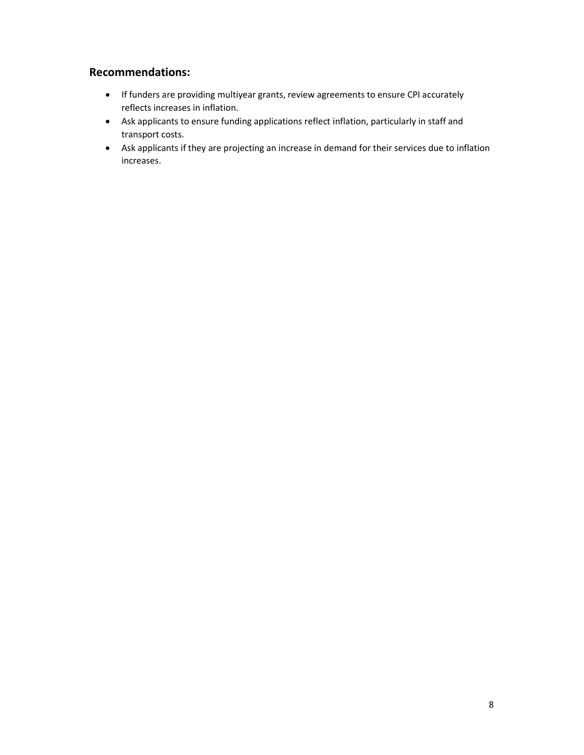## Recommendations:

- If funders are providing multiyear grants, review agreements to ensure CPI accurately reflects increases in inflation.
- Ask applicants to ensure funding applications reflect inflation, particularly in staff and transport costs.
- Ask applicants if they are projecting an increase in demand for their services due to inflation increases.